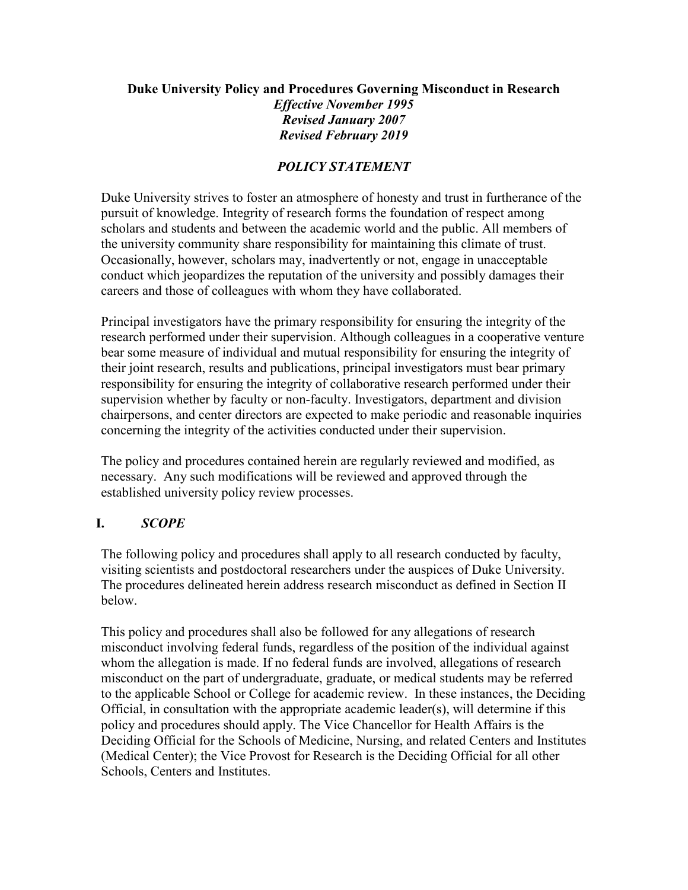# Duke University Policy and Procedures Governing Misconduct in Research

*Effective November 1995*
*Revised January 2007*
*Revised February 2019*

## *POLICY STATEMENT*

Duke University strives to foster an atmosphere of honesty and trust in furtherance of the pursuit of knowledge. Integrity of research forms the foundation of respect among scholars and students and between the academic world and the public. All members of the university community share responsibility for maintaining this climate of trust. Occasionally, however, scholars may, inadvertently or not, engage in unacceptable conduct which jeopardizes the reputation of the university and possibly damages their careers and those of colleagues with whom they have collaborated.

Principal investigators have the primary responsibility for ensuring the integrity of the research performed under their supervision. Although colleagues in a cooperative venture bear some measure of individual and mutual responsibility for ensuring the integrity of their joint research, results and publications, principal investigators must bear primary responsibility for ensuring the integrity of collaborative research performed under their supervision whether by faculty or non-faculty. Investigators, department and division chairpersons, and center directors are expected to make periodic and reasonable inquiries concerning the integrity of the activities conducted under their supervision.

The policy and procedures contained herein are regularly reviewed and modified, as necessary. Any such modifications will be reviewed and approved through the established university policy review processes.

## I. *SCOPE*

The following policy and procedures shall apply to all research conducted by faculty, visiting scientists and postdoctoral researchers under the auspices of Duke University. The procedures delineated herein address research misconduct as defined in Section II below.

This policy and procedures shall also be followed for any allegations of research misconduct involving federal funds, regardless of the position of the individual against whom the allegation is made. If no federal funds are involved, allegations of research misconduct on the part of undergraduate, graduate, or medical students may be referred to the applicable School or College for academic review. In these instances, the Deciding Official, in consultation with the appropriate academic leader(s), will determine if this policy and procedures should apply. The Vice Chancellor for Health Affairs is the Deciding Official for the Schools of Medicine, Nursing, and related Centers and Institutes (Medical Center); the Vice Provost for Research is the Deciding Official for all other Schools, Centers and Institutes.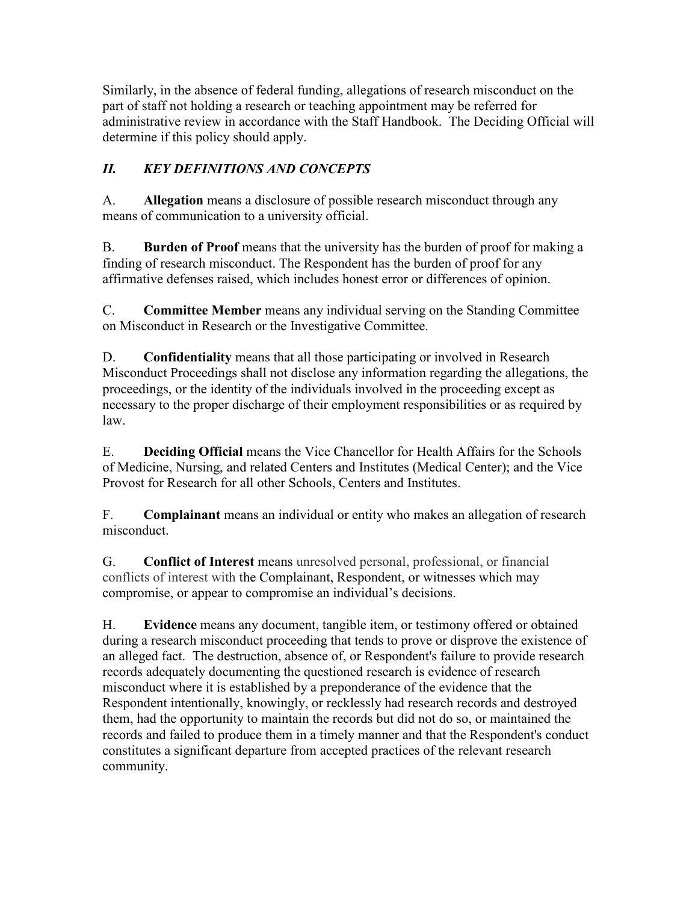Similarly, in the absence of federal funding, allegations of research misconduct on the part of staff not holding a research or teaching appointment may be referred for administrative review in accordance with the Staff Handbook. The Deciding Official will determine if this policy should apply.

## *II. KEY DEFINITIONS AND CONCEPTS*

A. **Allegation** means a disclosure of possible research misconduct through any means of communication to a university official.

B. **Burden of Proof** means that the university has the burden of proof for making a finding of research misconduct. The Respondent has the burden of proof for any affirmative defenses raised, which includes honest error or differences of opinion.

C. **Committee Member** means any individual serving on the Standing Committee on Misconduct in Research or the Investigative Committee.

D. **Confidentiality** means that all those participating or involved in Research Misconduct Proceedings shall not disclose any information regarding the allegations, the proceedings, or the identity of the individuals involved in the proceeding except as necessary to the proper discharge of their employment responsibilities or as required by law.

E. **Deciding Official** means the Vice Chancellor for Health Affairs for the Schools of Medicine, Nursing, and related Centers and Institutes (Medical Center); and the Vice Provost for Research for all other Schools, Centers and Institutes.

F. **Complainant** means an individual or entity who makes an allegation of research misconduct.

G. **Conflict of Interest** means unresolved personal, professional, or financial conflicts of interest with the Complainant, Respondent, or witnesses which may compromise, or appear to compromise an individual's decisions.

H. **Evidence** means any document, tangible item, or testimony offered or obtained during a research misconduct proceeding that tends to prove or disprove the existence of an alleged fact. The destruction, absence of, or Respondent's failure to provide research records adequately documenting the questioned research is evidence of research misconduct where it is established by a preponderance of the evidence that the Respondent intentionally, knowingly, or recklessly had research records and destroyed them, had the opportunity to maintain the records but did not do so, or maintained the records and failed to produce them in a timely manner and that the Respondent's conduct constitutes a significant departure from accepted practices of the relevant research community.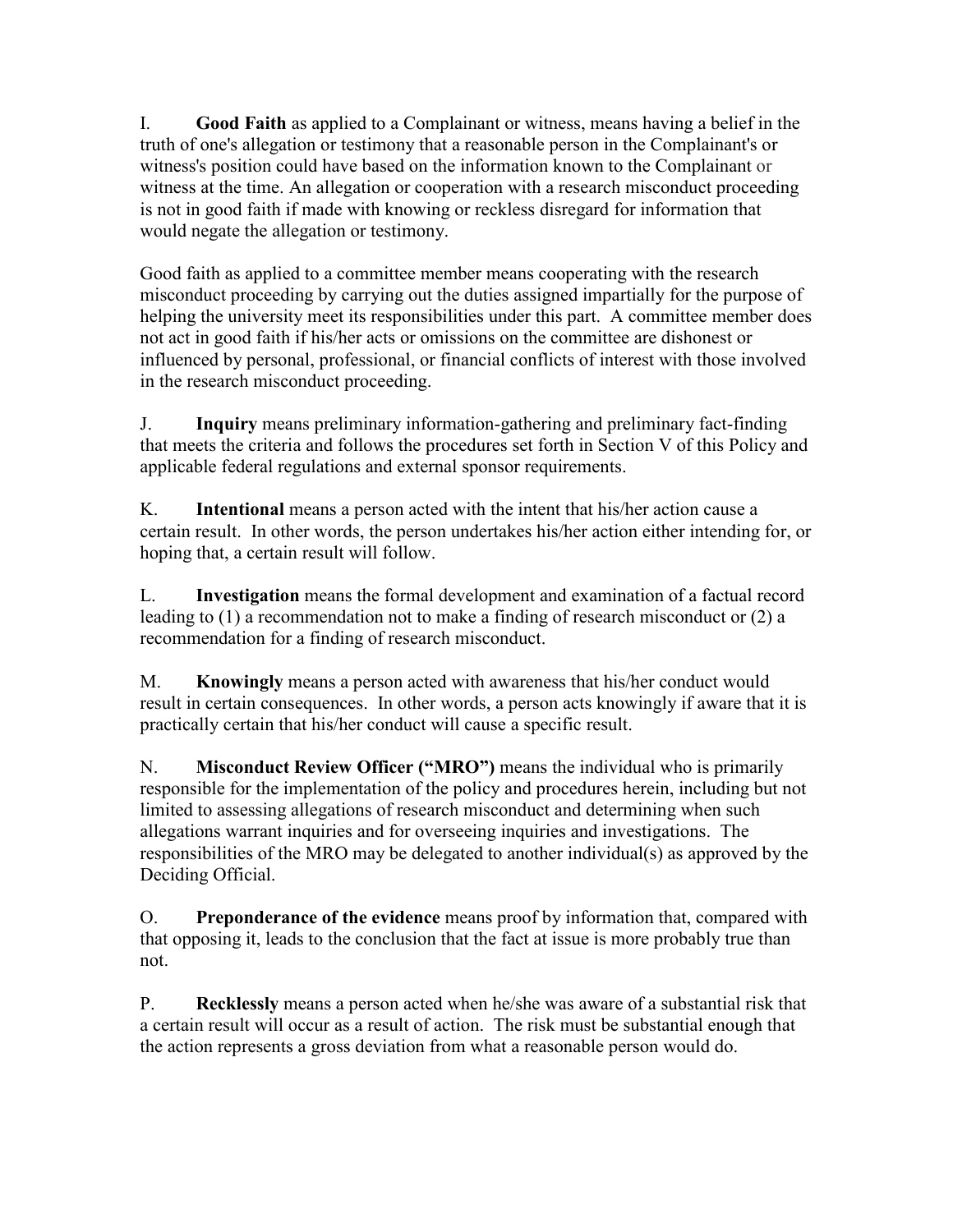I. **Good Faith** as applied to a Complainant or witness, means having a belief in the truth of one's allegation or testimony that a reasonable person in the Complainant's or witness's position could have based on the information known to the Complainant or witness at the time. An allegation or cooperation with a research misconduct proceeding is not in good faith if made with knowing or reckless disregard for information that would negate the allegation or testimony.

Good faith as applied to a committee member means cooperating with the research misconduct proceeding by carrying out the duties assigned impartially for the purpose of helping the university meet its responsibilities under this part. A committee member does not act in good faith if his/her acts or omissions on the committee are dishonest or influenced by personal, professional, or financial conflicts of interest with those involved in the research misconduct proceeding.

J. **Inquiry** means preliminary information-gathering and preliminary fact-finding that meets the criteria and follows the procedures set forth in Section V of this Policy and applicable federal regulations and external sponsor requirements.

K. **Intentional** means a person acted with the intent that his/her action cause a certain result. In other words, the person undertakes his/her action either intending for, or hoping that, a certain result will follow.

L. **Investigation** means the formal development and examination of a factual record leading to (1) a recommendation not to make a finding of research misconduct or (2) a recommendation for a finding of research misconduct.

M. **Knowingly** means a person acted with awareness that his/her conduct would result in certain consequences. In other words, a person acts knowingly if aware that it is practically certain that his/her conduct will cause a specific result.

N. **Misconduct Review Officer ("MRO")** means the individual who is primarily responsible for the implementation of the policy and procedures herein, including but not limited to assessing allegations of research misconduct and determining when such allegations warrant inquiries and for overseeing inquiries and investigations. The responsibilities of the MRO may be delegated to another individual(s) as approved by the Deciding Official.

O. **Preponderance of the evidence** means proof by information that, compared with that opposing it, leads to the conclusion that the fact at issue is more probably true than not.

P. **Recklessly** means a person acted when he/she was aware of a substantial risk that a certain result will occur as a result of action. The risk must be substantial enough that the action represents a gross deviation from what a reasonable person would do.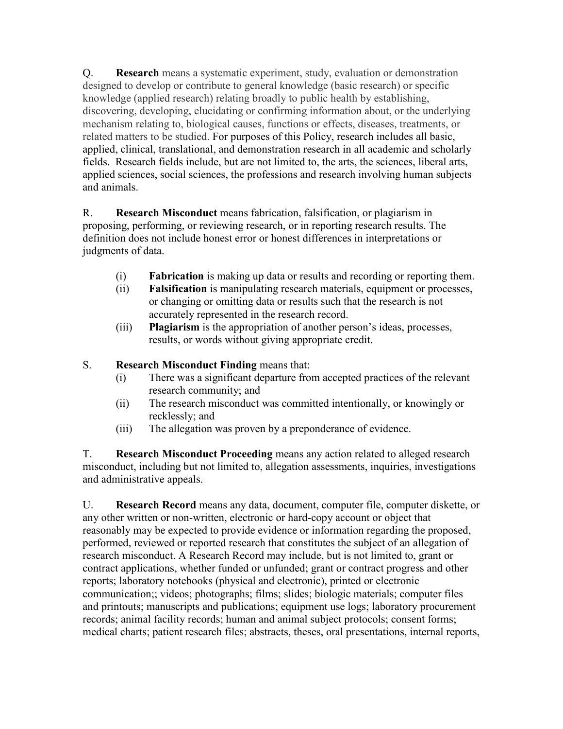Q. **Research** means a systematic experiment, study, evaluation or demonstration designed to develop or contribute to general knowledge (basic research) or specific knowledge (applied research) relating broadly to public health by establishing, discovering, developing, elucidating or confirming information about, or the underlying mechanism relating to, biological causes, functions or effects, diseases, treatments, or related matters to be studied. For purposes of this Policy, research includes all basic, applied, clinical, translational, and demonstration research in all academic and scholarly fields. Research fields include, but are not limited to, the arts, the sciences, liberal arts, applied sciences, social sciences, the professions and research involving human subjects and animals.

R. **Research Misconduct** means fabrication, falsification, or plagiarism in proposing, performing, or reviewing research, or in reporting research results. The definition does not include honest error or honest differences in interpretations or judgments of data.

- (i) **Fabrication** is making up data or results and recording or reporting them.
- (ii) **Falsification** is manipulating research materials, equipment or processes, or changing or omitting data or results such that the research is not accurately represented in the research record.
- (iii) **Plagiarism** is the appropriation of another person's ideas, processes, results, or words without giving appropriate credit.

S. **Research Misconduct Finding** means that:

- (i) There was a significant departure from accepted practices of the relevant research community; and
- (ii) The research misconduct was committed intentionally, or knowingly or recklessly; and
- (iii) The allegation was proven by a preponderance of evidence.

T. **Research Misconduct Proceeding** means any action related to alleged research misconduct, including but not limited to, allegation assessments, inquiries, investigations and administrative appeals.

U. **Research Record** means any data, document, computer file, computer diskette, or any other written or non-written, electronic or hard-copy account or object that reasonably may be expected to provide evidence or information regarding the proposed, performed, reviewed or reported research that constitutes the subject of an allegation of research misconduct. A Research Record may include, but is not limited to, grant or contract applications, whether funded or unfunded; grant or contract progress and other reports; laboratory notebooks (physical and electronic), printed or electronic communication;; videos; photographs; films; slides; biologic materials; computer files and printouts; manuscripts and publications; equipment use logs; laboratory procurement records; animal facility records; human and animal subject protocols; consent forms; medical charts; patient research files; abstracts, theses, oral presentations, internal reports,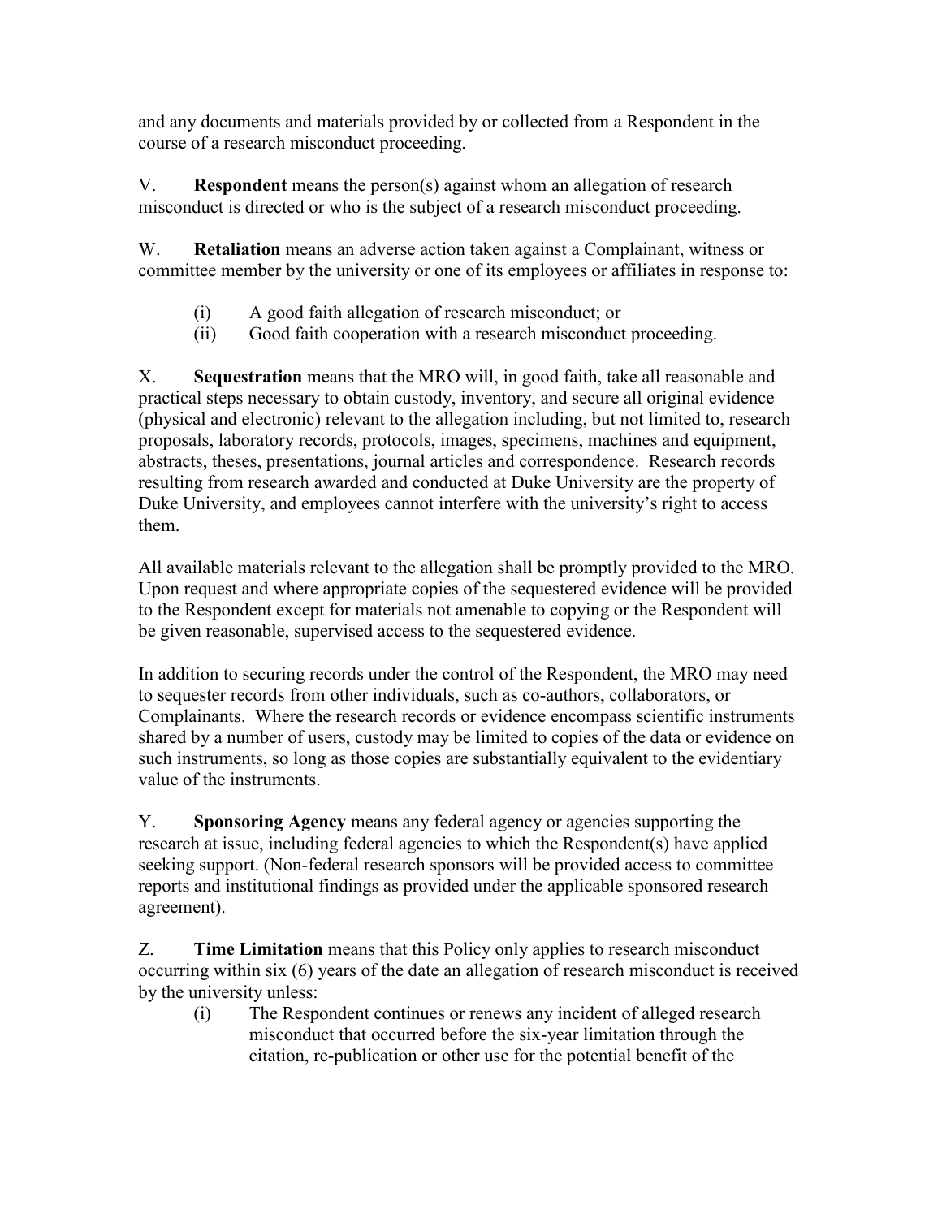and any documents and materials provided by or collected from a Respondent in the course of a research misconduct proceeding.

V. **Respondent** means the person(s) against whom an allegation of research misconduct is directed or who is the subject of a research misconduct proceeding.

W. **Retaliation** means an adverse action taken against a Complainant, witness or committee member by the university or one of its employees or affiliates in response to:

(i) A good faith allegation of research misconduct; or
(ii) Good faith cooperation with a research misconduct proceeding.

X. **Sequestration** means that the MRO will, in good faith, take all reasonable and practical steps necessary to obtain custody, inventory, and secure all original evidence (physical and electronic) relevant to the allegation including, but not limited to, research proposals, laboratory records, protocols, images, specimens, machines and equipment, abstracts, theses, presentations, journal articles and correspondence. Research records resulting from research awarded and conducted at Duke University are the property of Duke University, and employees cannot interfere with the university's right to access them.

All available materials relevant to the allegation shall be promptly provided to the MRO. Upon request and where appropriate copies of the sequestered evidence will be provided to the Respondent except for materials not amenable to copying or the Respondent will be given reasonable, supervised access to the sequestered evidence.

In addition to securing records under the control of the Respondent, the MRO may need to sequester records from other individuals, such as co-authors, collaborators, or Complainants. Where the research records or evidence encompass scientific instruments shared by a number of users, custody may be limited to copies of the data or evidence on such instruments, so long as those copies are substantially equivalent to the evidentiary value of the instruments.

Y. **Sponsoring Agency** means any federal agency or agencies supporting the research at issue, including federal agencies to which the Respondent(s) have applied seeking support. (Non-federal research sponsors will be provided access to committee reports and institutional findings as provided under the applicable sponsored research agreement).

Z. **Time Limitation** means that this Policy only applies to research misconduct occurring within six (6) years of the date an allegation of research misconduct is received by the university unless:

(i) The Respondent continues or renews any incident of alleged research misconduct that occurred before the six-year limitation through the citation, re-publication or other use for the potential benefit of the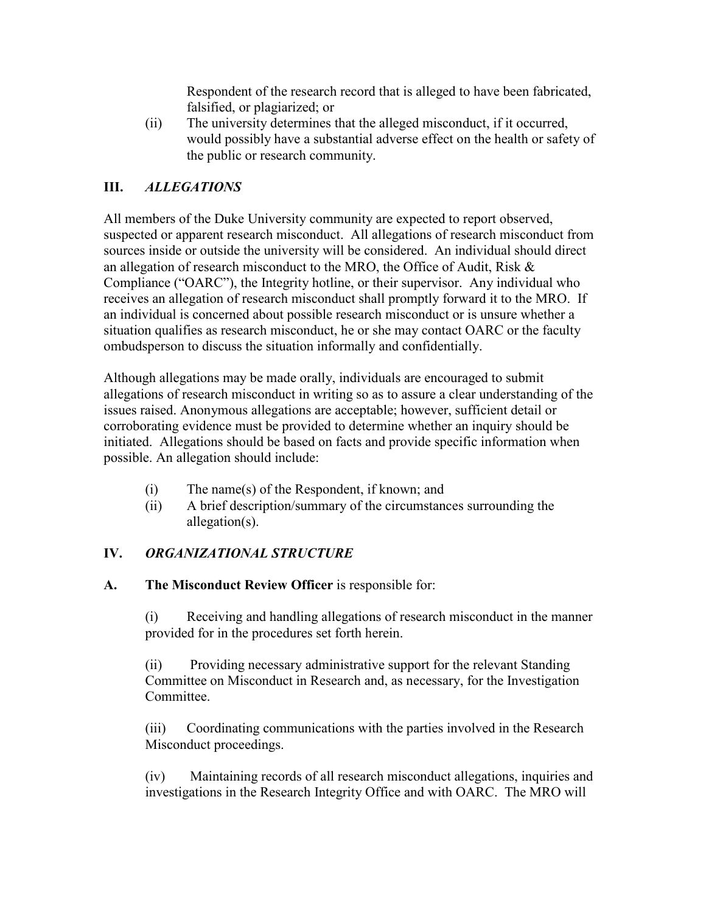Respondent of the research record that is alleged to have been fabricated, falsified, or plagiarized; or

(ii) The university determines that the alleged misconduct, if it occurred, would possibly have a substantial adverse effect on the health or safety of the public or research community.

## III. *ALLEGATIONS*

All members of the Duke University community are expected to report observed, suspected or apparent research misconduct. All allegations of research misconduct from sources inside or outside the university will be considered. An individual should direct an allegation of research misconduct to the MRO, the Office of Audit, Risk & Compliance ("OARC"), the Integrity hotline, or their supervisor. Any individual who receives an allegation of research misconduct shall promptly forward it to the MRO. If an individual is concerned about possible research misconduct or is unsure whether a situation qualifies as research misconduct, he or she may contact OARC or the faculty ombudsperson to discuss the situation informally and confidentially.

Although allegations may be made orally, individuals are encouraged to submit allegations of research misconduct in writing so as to assure a clear understanding of the issues raised. Anonymous allegations are acceptable; however, sufficient detail or corroborating evidence must be provided to determine whether an inquiry should be initiated. Allegations should be based on facts and provide specific information when possible. An allegation should include:

(i) The name(s) of the Respondent, if known; and

(ii) A brief description/summary of the circumstances surrounding the allegation(s).

## IV. *ORGANIZATIONAL STRUCTURE*

**A. The Misconduct Review Officer** is responsible for:

(i) Receiving and handling allegations of research misconduct in the manner provided for in the procedures set forth herein.

(ii) Providing necessary administrative support for the relevant Standing Committee on Misconduct in Research and, as necessary, for the Investigation Committee.

(iii) Coordinating communications with the parties involved in the Research Misconduct proceedings.

(iv) Maintaining records of all research misconduct allegations, inquiries and investigations in the Research Integrity Office and with OARC. The MRO will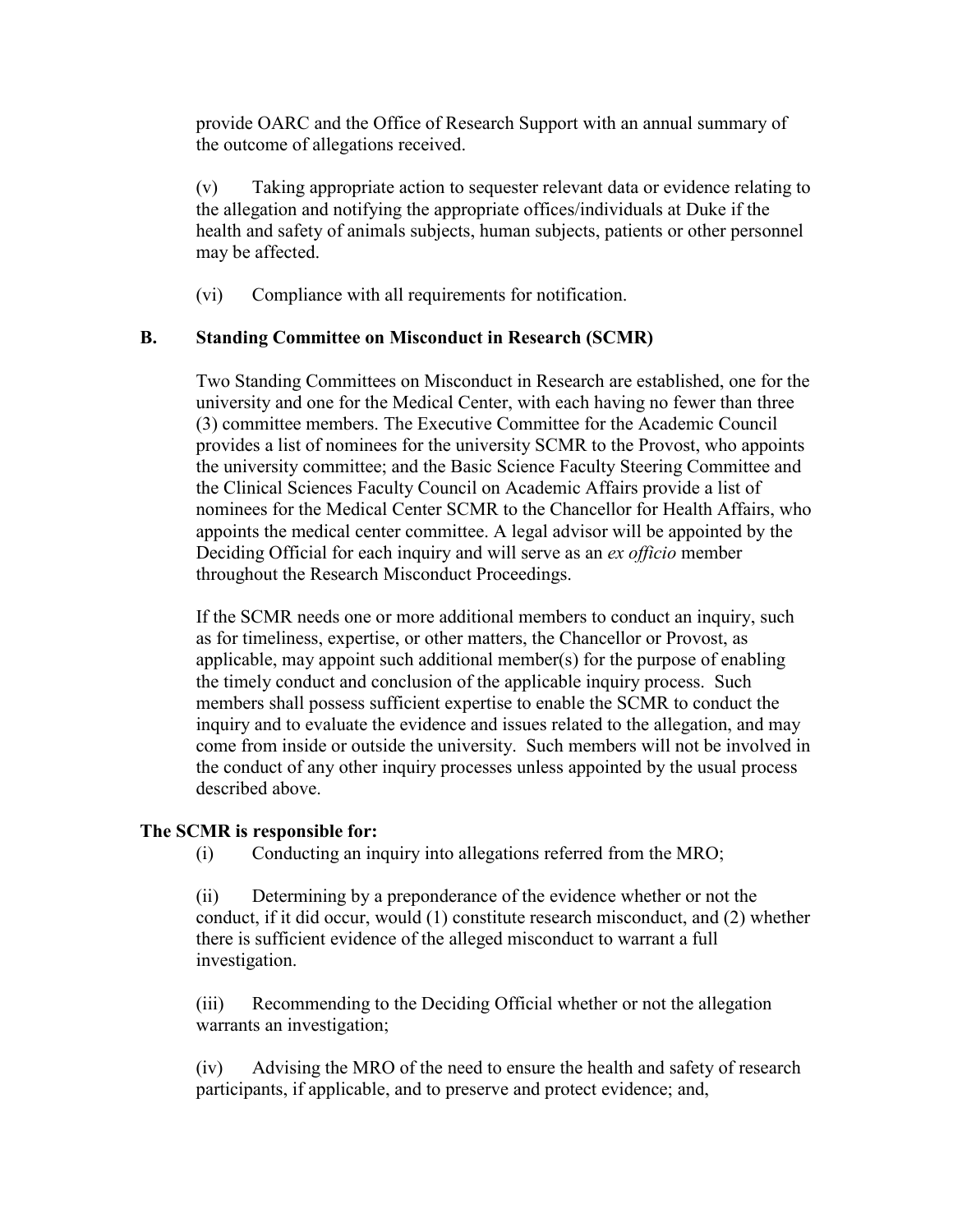provide OARC and the Office of Research Support with an annual summary of the outcome of allegations received.

(v) Taking appropriate action to sequester relevant data or evidence relating to the allegation and notifying the appropriate offices/individuals at Duke if the health and safety of animals subjects, human subjects, patients or other personnel may be affected.

(vi) Compliance with all requirements for notification.

## B. Standing Committee on Misconduct in Research (SCMR)

Two Standing Committees on Misconduct in Research are established, one for the university and one for the Medical Center, with each having no fewer than three (3) committee members. The Executive Committee for the Academic Council provides a list of nominees for the university SCMR to the Provost, who appoints the university committee; and the Basic Science Faculty Steering Committee and the Clinical Sciences Faculty Council on Academic Affairs provide a list of nominees for the Medical Center SCMR to the Chancellor for Health Affairs, who appoints the medical center committee. A legal advisor will be appointed by the Deciding Official for each inquiry and will serve as an *ex officio* member throughout the Research Misconduct Proceedings.

If the SCMR needs one or more additional members to conduct an inquiry, such as for timeliness, expertise, or other matters, the Chancellor or Provost, as applicable, may appoint such additional member(s) for the purpose of enabling the timely conduct and conclusion of the applicable inquiry process. Such members shall possess sufficient expertise to enable the SCMR to conduct the inquiry and to evaluate the evidence and issues related to the allegation, and may come from inside or outside the university. Such members will not be involved in the conduct of any other inquiry processes unless appointed by the usual process described above.

**The SCMR is responsible for:**

(i) Conducting an inquiry into allegations referred from the MRO;

(ii) Determining by a preponderance of the evidence whether or not the conduct, if it did occur, would (1) constitute research misconduct, and (2) whether there is sufficient evidence of the alleged misconduct to warrant a full investigation.

(iii) Recommending to the Deciding Official whether or not the allegation warrants an investigation;

(iv) Advising the MRO of the need to ensure the health and safety of research participants, if applicable, and to preserve and protect evidence; and,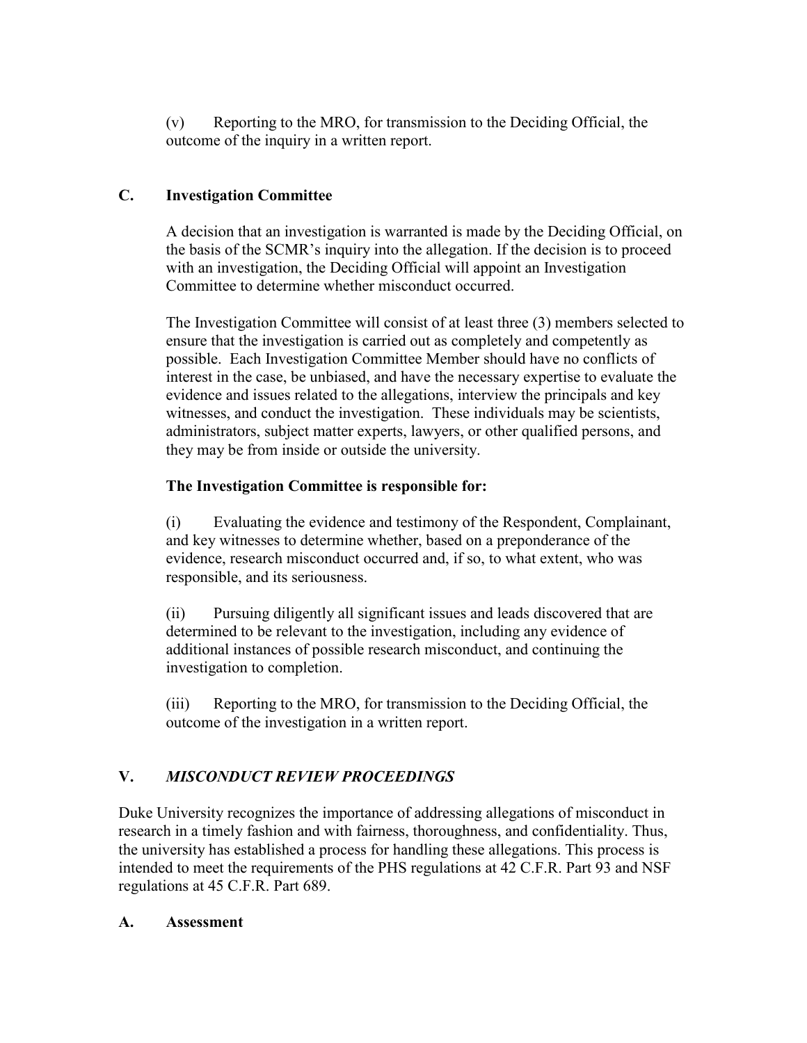(v) Reporting to the MRO, for transmission to the Deciding Official, the outcome of the inquiry in a written report.

### C. Investigation Committee

A decision that an investigation is warranted is made by the Deciding Official, on the basis of the SCMR's inquiry into the allegation. If the decision is to proceed with an investigation, the Deciding Official will appoint an Investigation Committee to determine whether misconduct occurred.

The Investigation Committee will consist of at least three (3) members selected to ensure that the investigation is carried out as completely and competently as possible. Each Investigation Committee Member should have no conflicts of interest in the case, be unbiased, and have the necessary expertise to evaluate the evidence and issues related to the allegations, interview the principals and key witnesses, and conduct the investigation. These individuals may be scientists, administrators, subject matter experts, lawyers, or other qualified persons, and they may be from inside or outside the university.

**The Investigation Committee is responsible for:**

(i) Evaluating the evidence and testimony of the Respondent, Complainant, and key witnesses to determine whether, based on a preponderance of the evidence, research misconduct occurred and, if so, to what extent, who was responsible, and its seriousness.

(ii) Pursuing diligently all significant issues and leads discovered that are determined to be relevant to the investigation, including any evidence of additional instances of possible research misconduct, and continuing the investigation to completion.

(iii) Reporting to the MRO, for transmission to the Deciding Official, the outcome of the investigation in a written report.

## V. *MISCONDUCT REVIEW PROCEEDINGS*

Duke University recognizes the importance of addressing allegations of misconduct in research in a timely fashion and with fairness, thoroughness, and confidentiality. Thus, the university has established a process for handling these allegations. This process is intended to meet the requirements of the PHS regulations at 42 C.F.R. Part 93 and NSF regulations at 45 C.F.R. Part 689.

### A. Assessment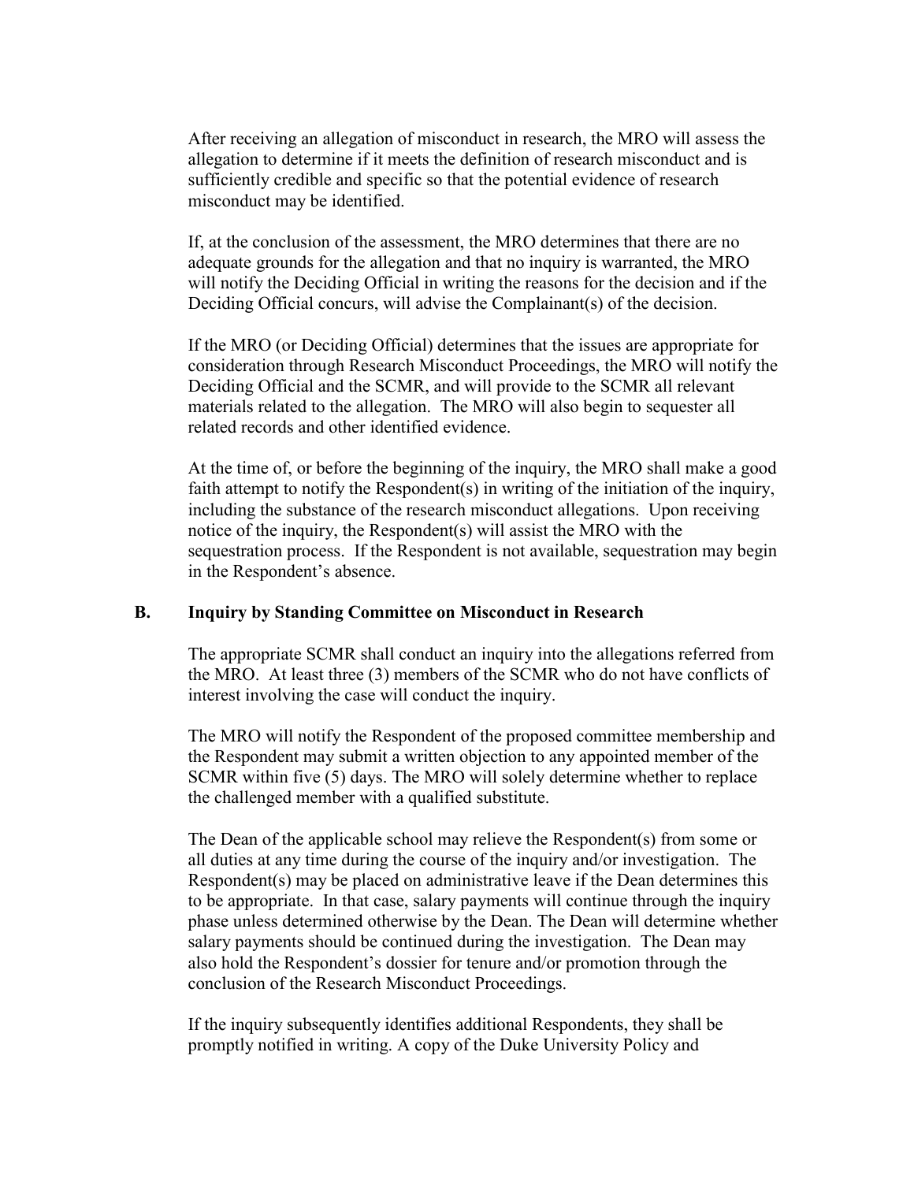After receiving an allegation of misconduct in research, the MRO will assess the allegation to determine if it meets the definition of research misconduct and is sufficiently credible and specific so that the potential evidence of research misconduct may be identified.

If, at the conclusion of the assessment, the MRO determines that there are no adequate grounds for the allegation and that no inquiry is warranted, the MRO will notify the Deciding Official in writing the reasons for the decision and if the Deciding Official concurs, will advise the Complainant(s) of the decision.

If the MRO (or Deciding Official) determines that the issues are appropriate for consideration through Research Misconduct Proceedings, the MRO will notify the Deciding Official and the SCMR, and will provide to the SCMR all relevant materials related to the allegation. The MRO will also begin to sequester all related records and other identified evidence.

At the time of, or before the beginning of the inquiry, the MRO shall make a good faith attempt to notify the Respondent(s) in writing of the initiation of the inquiry, including the substance of the research misconduct allegations. Upon receiving notice of the inquiry, the Respondent(s) will assist the MRO with the sequestration process. If the Respondent is not available, sequestration may begin in the Respondent's absence.

### B. Inquiry by Standing Committee on Misconduct in Research

The appropriate SCMR shall conduct an inquiry into the allegations referred from the MRO. At least three (3) members of the SCMR who do not have conflicts of interest involving the case will conduct the inquiry.

The MRO will notify the Respondent of the proposed committee membership and the Respondent may submit a written objection to any appointed member of the SCMR within five (5) days. The MRO will solely determine whether to replace the challenged member with a qualified substitute.

The Dean of the applicable school may relieve the Respondent(s) from some or all duties at any time during the course of the inquiry and/or investigation. The Respondent(s) may be placed on administrative leave if the Dean determines this to be appropriate. In that case, salary payments will continue through the inquiry phase unless determined otherwise by the Dean. The Dean will determine whether salary payments should be continued during the investigation. The Dean may also hold the Respondent's dossier for tenure and/or promotion through the conclusion of the Research Misconduct Proceedings.

If the inquiry subsequently identifies additional Respondents, they shall be promptly notified in writing. A copy of the Duke University Policy and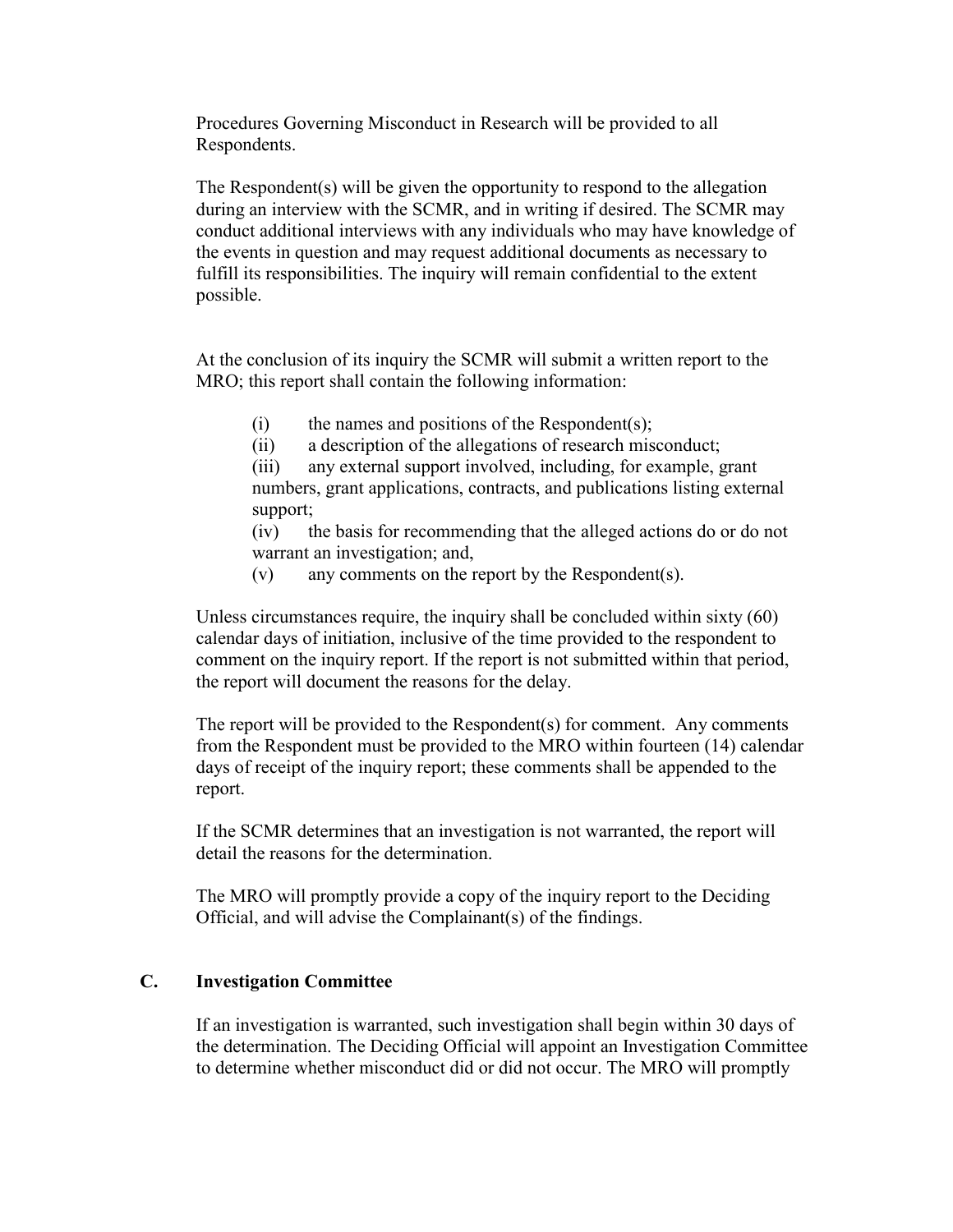Procedures Governing Misconduct in Research will be provided to all Respondents.

The Respondent(s) will be given the opportunity to respond to the allegation during an interview with the SCMR, and in writing if desired. The SCMR may conduct additional interviews with any individuals who may have knowledge of the events in question and may request additional documents as necessary to fulfill its responsibilities. The inquiry will remain confidential to the extent possible.

At the conclusion of its inquiry the SCMR will submit a written report to the MRO; this report shall contain the following information:

(i) the names and positions of the Respondent(s);
(ii) a description of the allegations of research misconduct;
(iii) any external support involved, including, for example, grant numbers, grant applications, contracts, and publications listing external support;
(iv) the basis for recommending that the alleged actions do or do not warrant an investigation; and,
(v) any comments on the report by the Respondent(s).

Unless circumstances require, the inquiry shall be concluded within sixty (60) calendar days of initiation, inclusive of the time provided to the respondent to comment on the inquiry report. If the report is not submitted within that period, the report will document the reasons for the delay.

The report will be provided to the Respondent(s) for comment. Any comments from the Respondent must be provided to the MRO within fourteen (14) calendar days of receipt of the inquiry report; these comments shall be appended to the report.

If the SCMR determines that an investigation is not warranted, the report will detail the reasons for the determination.

The MRO will promptly provide a copy of the inquiry report to the Deciding Official, and will advise the Complainant(s) of the findings.

### C. Investigation Committee

If an investigation is warranted, such investigation shall begin within 30 days of the determination. The Deciding Official will appoint an Investigation Committee to determine whether misconduct did or did not occur. The MRO will promptly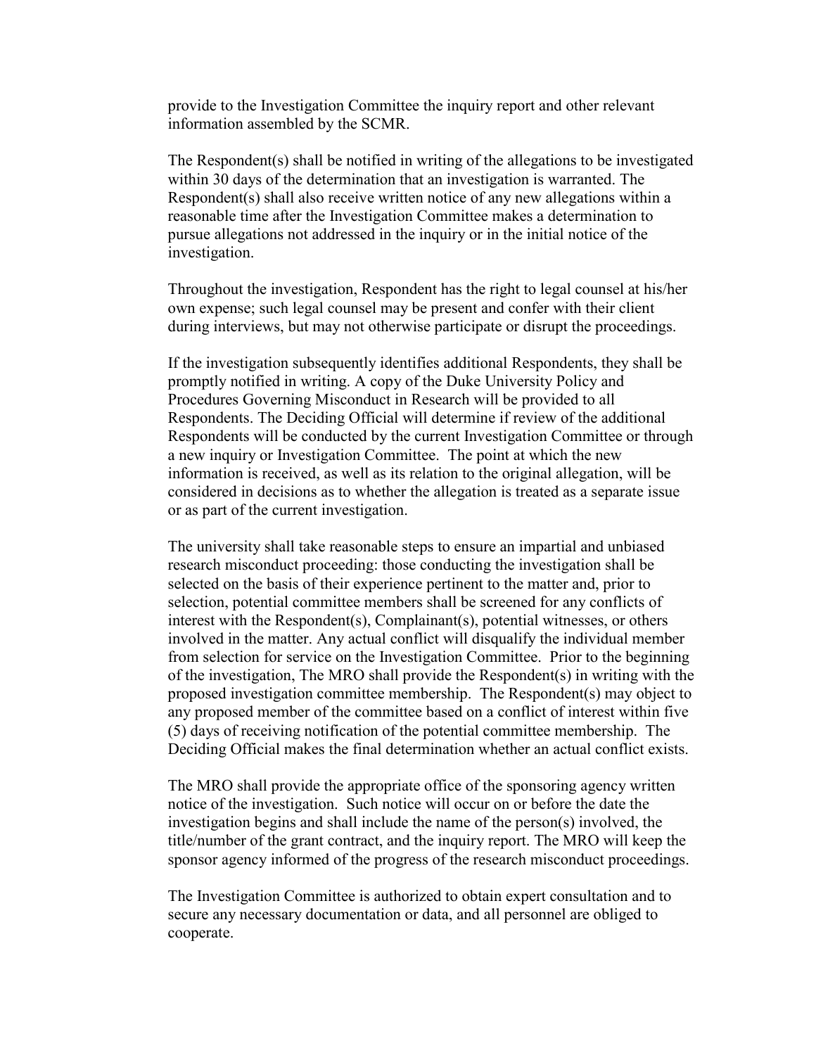provide to the Investigation Committee the inquiry report and other relevant information assembled by the SCMR.

The Respondent(s) shall be notified in writing of the allegations to be investigated within 30 days of the determination that an investigation is warranted. The Respondent(s) shall also receive written notice of any new allegations within a reasonable time after the Investigation Committee makes a determination to pursue allegations not addressed in the inquiry or in the initial notice of the investigation.

Throughout the investigation, Respondent has the right to legal counsel at his/her own expense; such legal counsel may be present and confer with their client during interviews, but may not otherwise participate or disrupt the proceedings.

If the investigation subsequently identifies additional Respondents, they shall be promptly notified in writing. A copy of the Duke University Policy and Procedures Governing Misconduct in Research will be provided to all Respondents. The Deciding Official will determine if review of the additional Respondents will be conducted by the current Investigation Committee or through a new inquiry or Investigation Committee. The point at which the new information is received, as well as its relation to the original allegation, will be considered in decisions as to whether the allegation is treated as a separate issue or as part of the current investigation.

The university shall take reasonable steps to ensure an impartial and unbiased research misconduct proceeding: those conducting the investigation shall be selected on the basis of their experience pertinent to the matter and, prior to selection, potential committee members shall be screened for any conflicts of interest with the Respondent(s), Complainant(s), potential witnesses, or others involved in the matter. Any actual conflict will disqualify the individual member from selection for service on the Investigation Committee. Prior to the beginning of the investigation, The MRO shall provide the Respondent(s) in writing with the proposed investigation committee membership. The Respondent(s) may object to any proposed member of the committee based on a conflict of interest within five (5) days of receiving notification of the potential committee membership. The Deciding Official makes the final determination whether an actual conflict exists.

The MRO shall provide the appropriate office of the sponsoring agency written notice of the investigation. Such notice will occur on or before the date the investigation begins and shall include the name of the person(s) involved, the title/number of the grant contract, and the inquiry report. The MRO will keep the sponsor agency informed of the progress of the research misconduct proceedings.

The Investigation Committee is authorized to obtain expert consultation and to secure any necessary documentation or data, and all personnel are obliged to cooperate.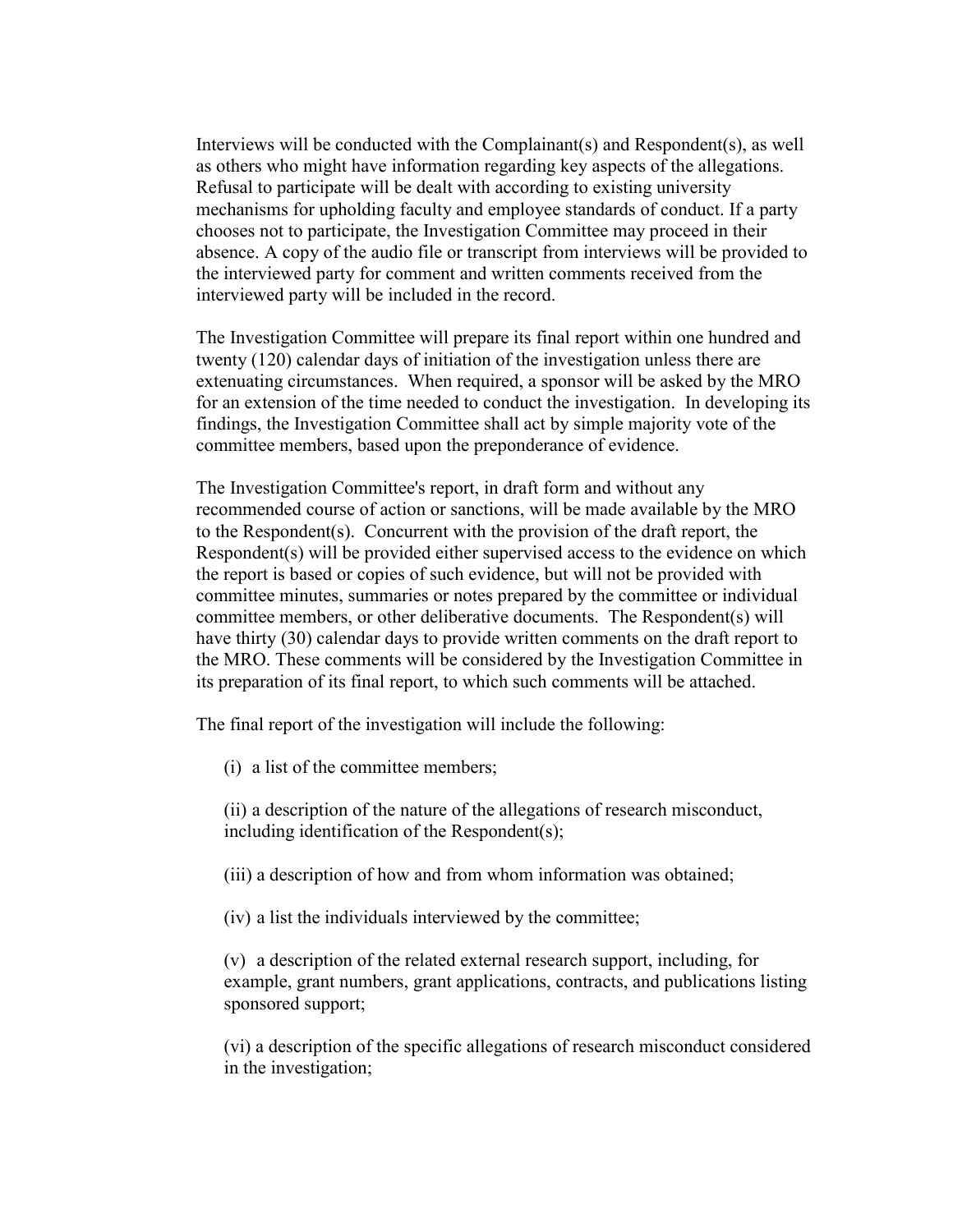Interviews will be conducted with the Complainant(s) and Respondent(s), as well as others who might have information regarding key aspects of the allegations. Refusal to participate will be dealt with according to existing university mechanisms for upholding faculty and employee standards of conduct. If a party chooses not to participate, the Investigation Committee may proceed in their absence. A copy of the audio file or transcript from interviews will be provided to the interviewed party for comment and written comments received from the interviewed party will be included in the record.

The Investigation Committee will prepare its final report within one hundred and twenty (120) calendar days of initiation of the investigation unless there are extenuating circumstances. When required, a sponsor will be asked by the MRO for an extension of the time needed to conduct the investigation. In developing its findings, the Investigation Committee shall act by simple majority vote of the committee members, based upon the preponderance of evidence.

The Investigation Committee's report, in draft form and without any recommended course of action or sanctions, will be made available by the MRO to the Respondent(s). Concurrent with the provision of the draft report, the Respondent(s) will be provided either supervised access to the evidence on which the report is based or copies of such evidence, but will not be provided with committee minutes, summaries or notes prepared by the committee or individual committee members, or other deliberative documents. The Respondent(s) will have thirty (30) calendar days to provide written comments on the draft report to the MRO. These comments will be considered by the Investigation Committee in its preparation of its final report, to which such comments will be attached.

The final report of the investigation will include the following:

(i) a list of the committee members;

(ii) a description of the nature of the allegations of research misconduct, including identification of the Respondent(s);

(iii) a description of how and from whom information was obtained;

(iv) a list the individuals interviewed by the committee;

(v) a description of the related external research support, including, for example, grant numbers, grant applications, contracts, and publications listing sponsored support;

(vi) a description of the specific allegations of research misconduct considered in the investigation;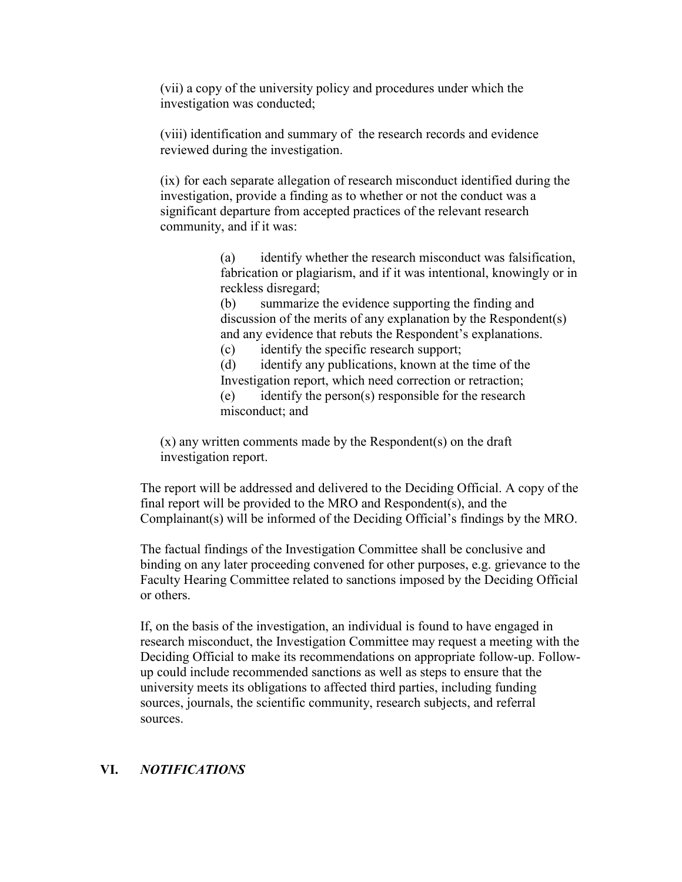(vii) a copy of the university policy and procedures under which the investigation was conducted;

(viii) identification and summary of the research records and evidence reviewed during the investigation.

(ix) for each separate allegation of research misconduct identified during the investigation, provide a finding as to whether or not the conduct was a significant departure from accepted practices of the relevant research community, and if it was:

> (a) identify whether the research misconduct was falsification, fabrication or plagiarism, and if it was intentional, knowingly or in reckless disregard;
> (b) summarize the evidence supporting the finding and discussion of the merits of any explanation by the Respondent(s) and any evidence that rebuts the Respondent's explanations.
> (c) identify the specific research support;
> (d) identify any publications, known at the time of the Investigation report, which need correction or retraction;
> (e) identify the person(s) responsible for the research misconduct; and

(x) any written comments made by the Respondent(s) on the draft investigation report.

The report will be addressed and delivered to the Deciding Official. A copy of the final report will be provided to the MRO and Respondent(s), and the Complainant(s) will be informed of the Deciding Official's findings by the MRO.

The factual findings of the Investigation Committee shall be conclusive and binding on any later proceeding convened for other purposes, e.g. grievance to the Faculty Hearing Committee related to sanctions imposed by the Deciding Official or others.

If, on the basis of the investigation, an individual is found to have engaged in research misconduct, the Investigation Committee may request a meeting with the Deciding Official to make its recommendations on appropriate follow-up. Follow-up could include recommended sanctions as well as steps to ensure that the university meets its obligations to affected third parties, including funding sources, journals, the scientific community, research subjects, and referral sources.

## VI. *NOTIFICATIONS*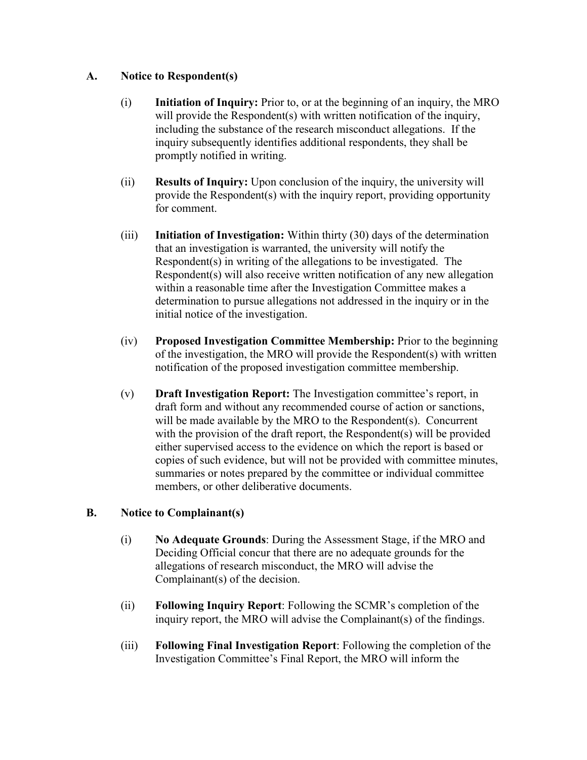### A. Notice to Respondent(s)

(i) **Initiation of Inquiry:** Prior to, or at the beginning of an inquiry, the MRO will provide the Respondent(s) with written notification of the inquiry, including the substance of the research misconduct allegations. If the inquiry subsequently identifies additional respondents, they shall be promptly notified in writing.

(ii) **Results of Inquiry:** Upon conclusion of the inquiry, the university will provide the Respondent(s) with the inquiry report, providing opportunity for comment.

(iii) **Initiation of Investigation:** Within thirty (30) days of the determination that an investigation is warranted, the university will notify the Respondent(s) in writing of the allegations to be investigated. The Respondent(s) will also receive written notification of any new allegation within a reasonable time after the Investigation Committee makes a determination to pursue allegations not addressed in the inquiry or in the initial notice of the investigation.

(iv) **Proposed Investigation Committee Membership:** Prior to the beginning of the investigation, the MRO will provide the Respondent(s) with written notification of the proposed investigation committee membership.

(v) **Draft Investigation Report:** The Investigation committee's report, in draft form and without any recommended course of action or sanctions, will be made available by the MRO to the Respondent(s). Concurrent with the provision of the draft report, the Respondent(s) will be provided either supervised access to the evidence on which the report is based or copies of such evidence, but will not be provided with committee minutes, summaries or notes prepared by the committee or individual committee members, or other deliberative documents.

### B. Notice to Complainant(s)

(i) **No Adequate Grounds**: During the Assessment Stage, if the MRO and Deciding Official concur that there are no adequate grounds for the allegations of research misconduct, the MRO will advise the Complainant(s) of the decision.

(ii) **Following Inquiry Report**: Following the SCMR's completion of the inquiry report, the MRO will advise the Complainant(s) of the findings.

(iii) **Following Final Investigation Report**: Following the completion of the Investigation Committee's Final Report, the MRO will inform the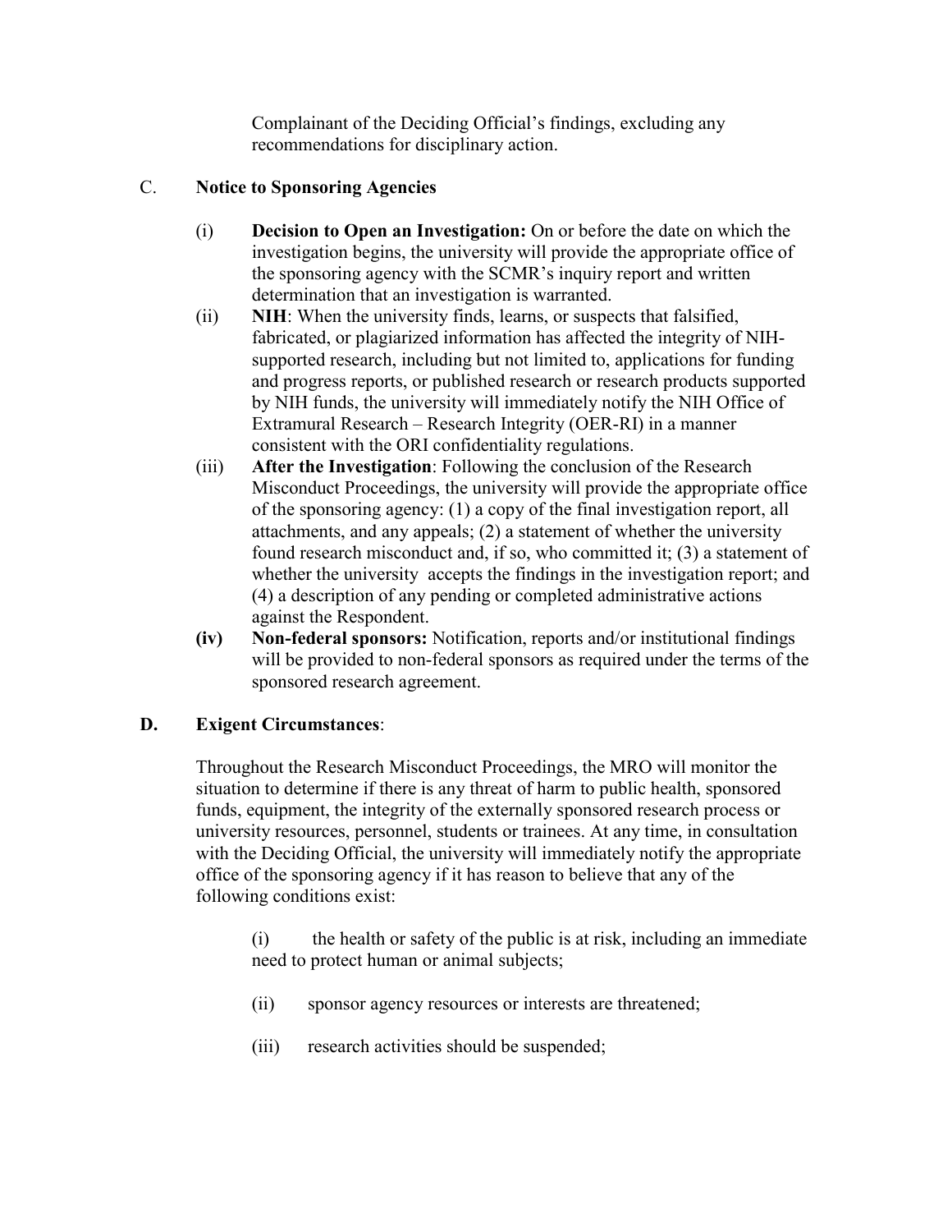Complainant of the Deciding Official's findings, excluding any recommendations for disciplinary action.

C. **Notice to Sponsoring Agencies**

(i) **Decision to Open an Investigation:** On or before the date on which the investigation begins, the university will provide the appropriate office of the sponsoring agency with the SCMR's inquiry report and written determination that an investigation is warranted.

(ii) **NIH**: When the university finds, learns, or suspects that falsified, fabricated, or plagiarized information has affected the integrity of NIH-supported research, including but not limited to, applications for funding and progress reports, or published research or research products supported by NIH funds, the university will immediately notify the NIH Office of Extramural Research – Research Integrity (OER-RI) in a manner consistent with the ORI confidentiality regulations.

(iii) **After the Investigation**: Following the conclusion of the Research Misconduct Proceedings, the university will provide the appropriate office of the sponsoring agency: (1) a copy of the final investigation report, all attachments, and any appeals; (2) a statement of whether the university found research misconduct and, if so, who committed it; (3) a statement of whether the university accepts the findings in the investigation report; and (4) a description of any pending or completed administrative actions against the Respondent.

**(iv) Non-federal sponsors:** Notification, reports and/or institutional findings will be provided to non-federal sponsors as required under the terms of the sponsored research agreement.

**D. Exigent Circumstances**:

Throughout the Research Misconduct Proceedings, the MRO will monitor the situation to determine if there is any threat of harm to public health, sponsored funds, equipment, the integrity of the externally sponsored research process or university resources, personnel, students or trainees. At any time, in consultation with the Deciding Official, the university will immediately notify the appropriate office of the sponsoring agency if it has reason to believe that any of the following conditions exist:

(i) the health or safety of the public is at risk, including an immediate need to protect human or animal subjects;

(ii) sponsor agency resources or interests are threatened;

(iii) research activities should be suspended;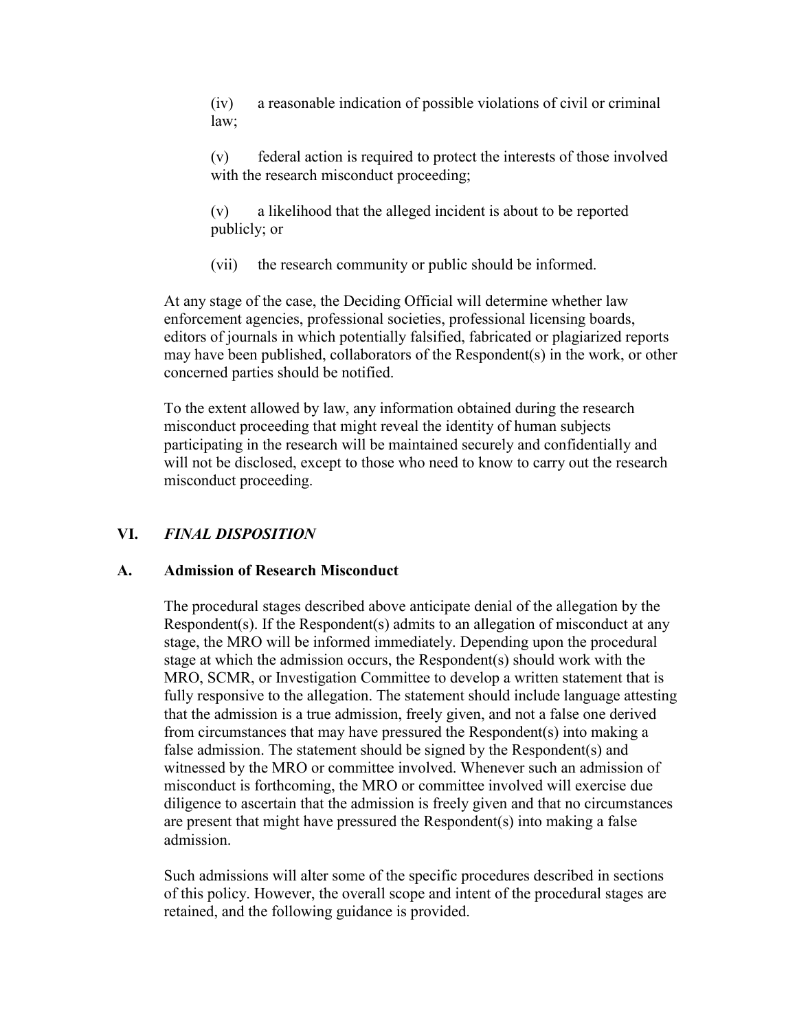(iv) a reasonable indication of possible violations of civil or criminal law;

(v) federal action is required to protect the interests of those involved with the research misconduct proceeding;

(v) a likelihood that the alleged incident is about to be reported publicly; or

(vii) the research community or public should be informed.

At any stage of the case, the Deciding Official will determine whether law enforcement agencies, professional societies, professional licensing boards, editors of journals in which potentially falsified, fabricated or plagiarized reports may have been published, collaborators of the Respondent(s) in the work, or other concerned parties should be notified.

To the extent allowed by law, any information obtained during the research misconduct proceeding that might reveal the identity of human subjects participating in the research will be maintained securely and confidentially and will not be disclosed, except to those who need to know to carry out the research misconduct proceeding.

## VI. *FINAL DISPOSITION*

### A. Admission of Research Misconduct

The procedural stages described above anticipate denial of the allegation by the Respondent(s). If the Respondent(s) admits to an allegation of misconduct at any stage, the MRO will be informed immediately. Depending upon the procedural stage at which the admission occurs, the Respondent(s) should work with the MRO, SCMR, or Investigation Committee to develop a written statement that is fully responsive to the allegation. The statement should include language attesting that the admission is a true admission, freely given, and not a false one derived from circumstances that may have pressured the Respondent(s) into making a false admission. The statement should be signed by the Respondent(s) and witnessed by the MRO or committee involved. Whenever such an admission of misconduct is forthcoming, the MRO or committee involved will exercise due diligence to ascertain that the admission is freely given and that no circumstances are present that might have pressured the Respondent(s) into making a false admission.

Such admissions will alter some of the specific procedures described in sections of this policy. However, the overall scope and intent of the procedural stages are retained, and the following guidance is provided.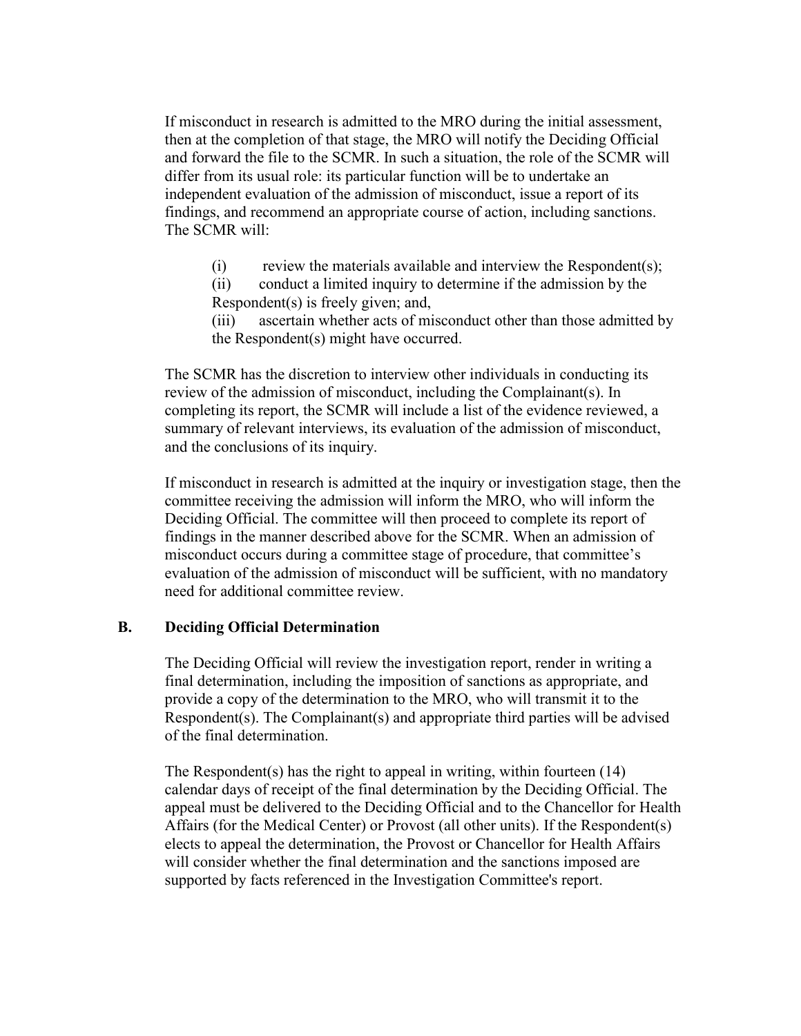If misconduct in research is admitted to the MRO during the initial assessment, then at the completion of that stage, the MRO will notify the Deciding Official and forward the file to the SCMR. In such a situation, the role of the SCMR will differ from its usual role: its particular function will be to undertake an independent evaluation of the admission of misconduct, issue a report of its findings, and recommend an appropriate course of action, including sanctions. The SCMR will:

(i) review the materials available and interview the Respondent(s);

(ii) conduct a limited inquiry to determine if the admission by the Respondent(s) is freely given; and,

(iii) ascertain whether acts of misconduct other than those admitted by the Respondent(s) might have occurred.

The SCMR has the discretion to interview other individuals in conducting its review of the admission of misconduct, including the Complainant(s). In completing its report, the SCMR will include a list of the evidence reviewed, a summary of relevant interviews, its evaluation of the admission of misconduct, and the conclusions of its inquiry.

If misconduct in research is admitted at the inquiry or investigation stage, then the committee receiving the admission will inform the MRO, who will inform the Deciding Official. The committee will then proceed to complete its report of findings in the manner described above for the SCMR. When an admission of misconduct occurs during a committee stage of procedure, that committee's evaluation of the admission of misconduct will be sufficient, with no mandatory need for additional committee review.

### B. Deciding Official Determination

The Deciding Official will review the investigation report, render in writing a final determination, including the imposition of sanctions as appropriate, and provide a copy of the determination to the MRO, who will transmit it to the Respondent(s). The Complainant(s) and appropriate third parties will be advised of the final determination.

The Respondent(s) has the right to appeal in writing, within fourteen (14) calendar days of receipt of the final determination by the Deciding Official. The appeal must be delivered to the Deciding Official and to the Chancellor for Health Affairs (for the Medical Center) or Provost (all other units). If the Respondent(s) elects to appeal the determination, the Provost or Chancellor for Health Affairs will consider whether the final determination and the sanctions imposed are supported by facts referenced in the Investigation Committee's report.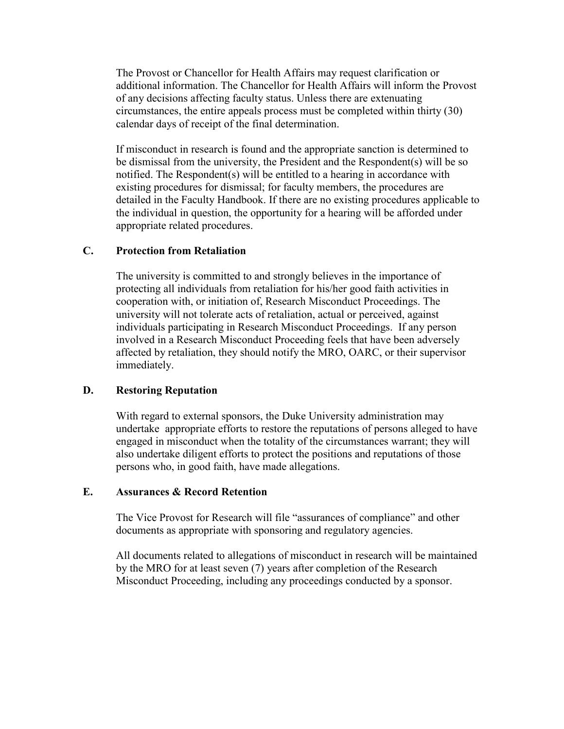The Provost or Chancellor for Health Affairs may request clarification or additional information. The Chancellor for Health Affairs will inform the Provost of any decisions affecting faculty status. Unless there are extenuating circumstances, the entire appeals process must be completed within thirty (30) calendar days of receipt of the final determination.

If misconduct in research is found and the appropriate sanction is determined to be dismissal from the university, the President and the Respondent(s) will be so notified. The Respondent(s) will be entitled to a hearing in accordance with existing procedures for dismissal; for faculty members, the procedures are detailed in the Faculty Handbook. If there are no existing procedures applicable to the individual in question, the opportunity for a hearing will be afforded under appropriate related procedures.

### C. Protection from Retaliation

The university is committed to and strongly believes in the importance of protecting all individuals from retaliation for his/her good faith activities in cooperation with, or initiation of, Research Misconduct Proceedings. The university will not tolerate acts of retaliation, actual or perceived, against individuals participating in Research Misconduct Proceedings. If any person involved in a Research Misconduct Proceeding feels that have been adversely affected by retaliation, they should notify the MRO, OARC, or their supervisor immediately.

### D. Restoring Reputation

With regard to external sponsors, the Duke University administration may undertake appropriate efforts to restore the reputations of persons alleged to have engaged in misconduct when the totality of the circumstances warrant; they will also undertake diligent efforts to protect the positions and reputations of those persons who, in good faith, have made allegations.

### E. Assurances & Record Retention

The Vice Provost for Research will file "assurances of compliance" and other documents as appropriate with sponsoring and regulatory agencies.

All documents related to allegations of misconduct in research will be maintained by the MRO for at least seven (7) years after completion of the Research Misconduct Proceeding, including any proceedings conducted by a sponsor.